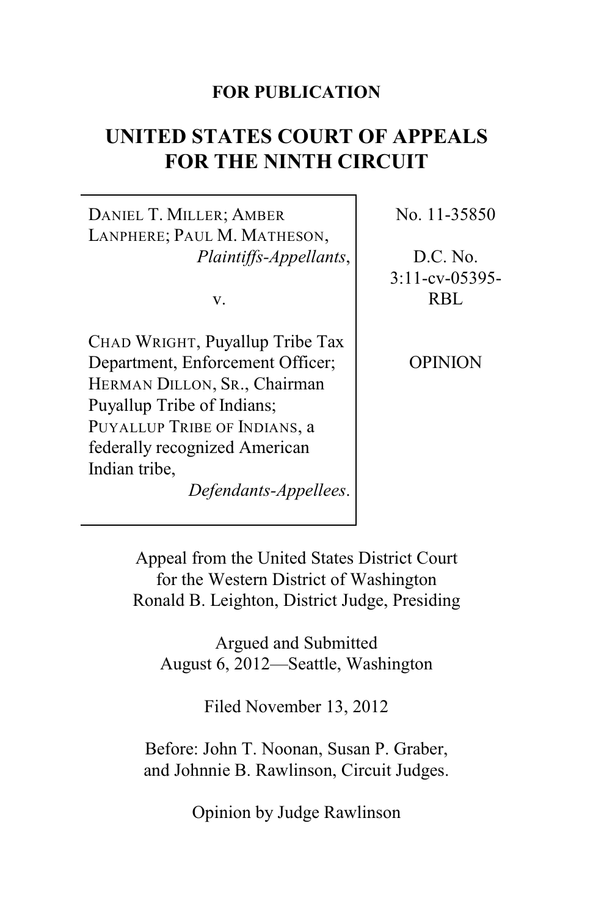**FOR PUBLICATION**

# UNITED STATES COURT OF APPEALS FOR THE NINTH CIRCUIT

| | |
|---|---|
| DANIEL T. MILLER; AMBER LANPHERE; PAUL M. MATHESON, *Plaintiffs-Appellants*,<br><br>v.<br><br>CHAD WRIGHT, Puyallup Tribe Tax Department, Enforcement Officer; HERMAN DILLON, SR., Chairman Puyallup Tribe of Indians; PUYALLUP TRIBE OF INDIANS, a federally recognized American Indian tribe, *Defendants-Appellees*. | No. 11-35850<br><br>D.C. No. 3:11-cv-05395-RBL<br><br>OPINION |

Appeal from the United States District Court for the Western District of Washington
Ronald B. Leighton, District Judge, Presiding

Argued and Submitted
August 6, 2012—Seattle, Washington

Filed November 13, 2012

Before: John T. Noonan, Susan P. Graber, and Johnnie B. Rawlinson, Circuit Judges.

Opinion by Judge Rawlinson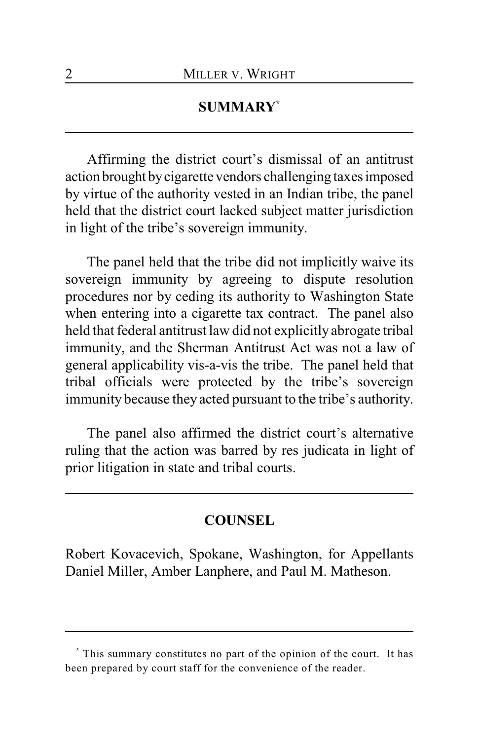## SUMMARY[*]

Affirming the district court's dismissal of an antitrust action brought by cigarette vendors challenging taxes imposed by virtue of the authority vested in an Indian tribe, the panel held that the district court lacked subject matter jurisdiction in light of the tribe's sovereign immunity.

The panel held that the tribe did not implicitly waive its sovereign immunity by agreeing to dispute resolution procedures nor by ceding its authority to Washington State when entering into a cigarette tax contract. The panel also held that federal antitrust law did not explicitly abrogate tribal immunity, and the Sherman Antitrust Act was not a law of general applicability vis-a-vis the tribe. The panel held that tribal officials were protected by the tribe's sovereign immunity because they acted pursuant to the tribe's authority.

The panel also affirmed the district court's alternative ruling that the action was barred by res judicata in light of prior litigation in state and tribal courts.

## COUNSEL

Robert Kovacevich, Spokane, Washington, for Appellants Daniel Miller, Amber Lanphere, and Paul M. Matheson.

---

[*] This summary constitutes no part of the opinion of the court. It has been prepared by court staff for the convenience of the reader.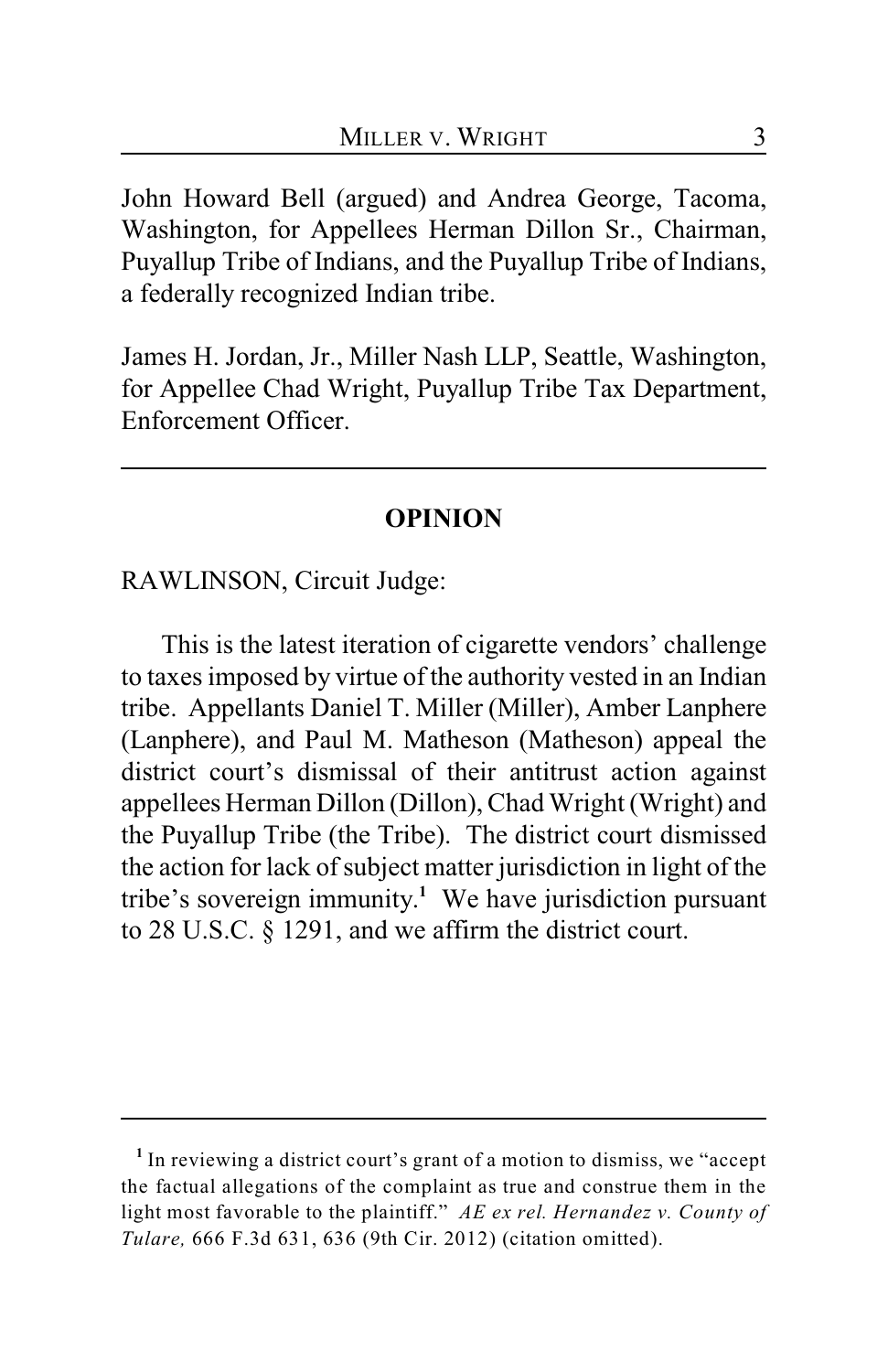John Howard Bell (argued) and Andrea George, Tacoma, Washington, for Appellees Herman Dillon Sr., Chairman, Puyallup Tribe of Indians, and the Puyallup Tribe of Indians, a federally recognized Indian tribe.

James H. Jordan, Jr., Miller Nash LLP, Seattle, Washington, for Appellee Chad Wright, Puyallup Tribe Tax Department, Enforcement Officer.

---

## OPINION

RAWLINSON, Circuit Judge:

This is the latest iteration of cigarette vendors' challenge to taxes imposed by virtue of the authority vested in an Indian tribe. Appellants Daniel T. Miller (Miller), Amber Lanphere (Lanphere), and Paul M. Matheson (Matheson) appeal the district court's dismissal of their antitrust action against appellees Herman Dillon (Dillon), Chad Wright (Wright) and the Puyallup Tribe (the Tribe). The district court dismissed the action for lack of subject matter jurisdiction in light of the tribe's sovereign immunity.[1] We have jurisdiction pursuant to 28 U.S.C. § 1291, and we affirm the district court.

---

[1] In reviewing a district court's grant of a motion to dismiss, we "accept the factual allegations of the complaint as true and construe them in the light most favorable to the plaintiff." *AE ex rel. Hernandez v. County of Tulare,* 666 F.3d 631, 636 (9th Cir. 2012) (citation omitted).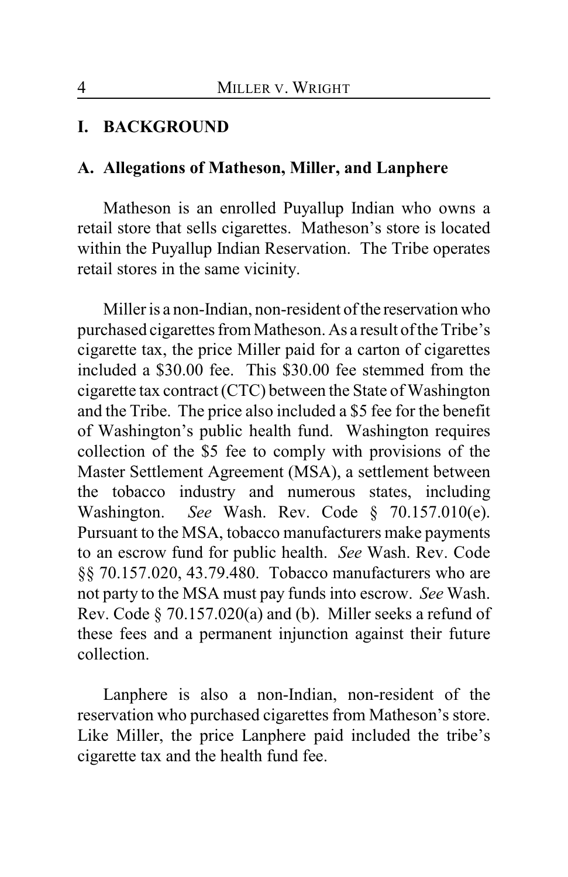## I. BACKGROUND

### A. Allegations of Matheson, Miller, and Lanphere

Matheson is an enrolled Puyallup Indian who owns a retail store that sells cigarettes. Matheson's store is located within the Puyallup Indian Reservation. The Tribe operates retail stores in the same vicinity.

Miller is a non-Indian, non-resident of the reservation who purchased cigarettes from Matheson. As a result of the Tribe's cigarette tax, the price Miller paid for a carton of cigarettes included a $30.00 fee. This $30.00 fee stemmed from the cigarette tax contract (CTC) between the State of Washington and the Tribe. The price also included a $5 fee for the benefit of Washington's public health fund. Washington requires collection of the $5 fee to comply with provisions of the Master Settlement Agreement (MSA), a settlement between the tobacco industry and numerous states, including Washington. *See* Wash. Rev. Code § 70.157.010(e). Pursuant to the MSA, tobacco manufacturers make payments to an escrow fund for public health. *See* Wash. Rev. Code §§ 70.157.020, 43.79.480. Tobacco manufacturers who are not party to the MSA must pay funds into escrow. *See* Wash. Rev. Code § 70.157.020(a) and (b). Miller seeks a refund of these fees and a permanent injunction against their future collection.

Lanphere is also a non-Indian, non-resident of the reservation who purchased cigarettes from Matheson's store. Like Miller, the price Lanphere paid included the tribe's cigarette tax and the health fund fee.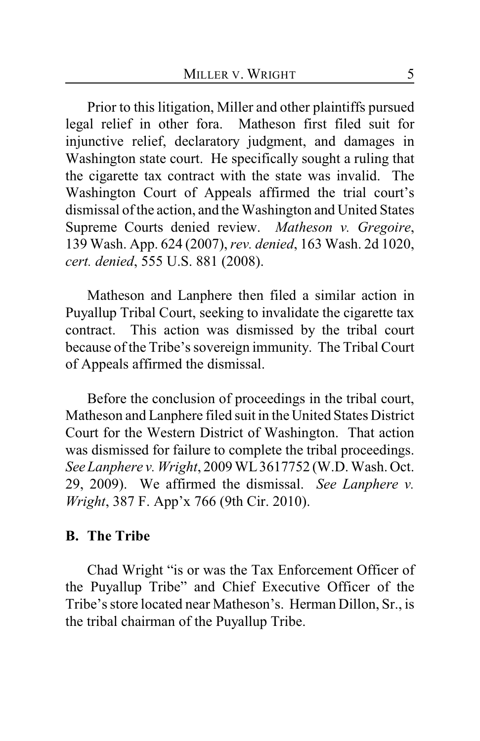Prior to this litigation, Miller and other plaintiffs pursued legal relief in other fora. Matheson first filed suit for injunctive relief, declaratory judgment, and damages in Washington state court. He specifically sought a ruling that the cigarette tax contract with the state was invalid. The Washington Court of Appeals affirmed the trial court's dismissal of the action, and the Washington and United States Supreme Courts denied review. *Matheson v. Gregoire*, 139 Wash. App. 624 (2007), *rev. denied*, 163 Wash. 2d 1020, *cert. denied*, 555 U.S. 881 (2008).

Matheson and Lanphere then filed a similar action in Puyallup Tribal Court, seeking to invalidate the cigarette tax contract. This action was dismissed by the tribal court because of the Tribe's sovereign immunity. The Tribal Court of Appeals affirmed the dismissal.

Before the conclusion of proceedings in the tribal court, Matheson and Lanphere filed suit in the United States District Court for the Western District of Washington. That action was dismissed for failure to complete the tribal proceedings. *See Lanphere v. Wright*, 2009 WL 3617752 (W.D. Wash. Oct. 29, 2009). We affirmed the dismissal. *See Lanphere v. Wright*, 387 F. App'x 766 (9th Cir. 2010).

**B. The Tribe**

Chad Wright "is or was the Tax Enforcement Officer of the Puyallup Tribe" and Chief Executive Officer of the Tribe's store located near Matheson's. Herman Dillon, Sr., is the tribal chairman of the Puyallup Tribe.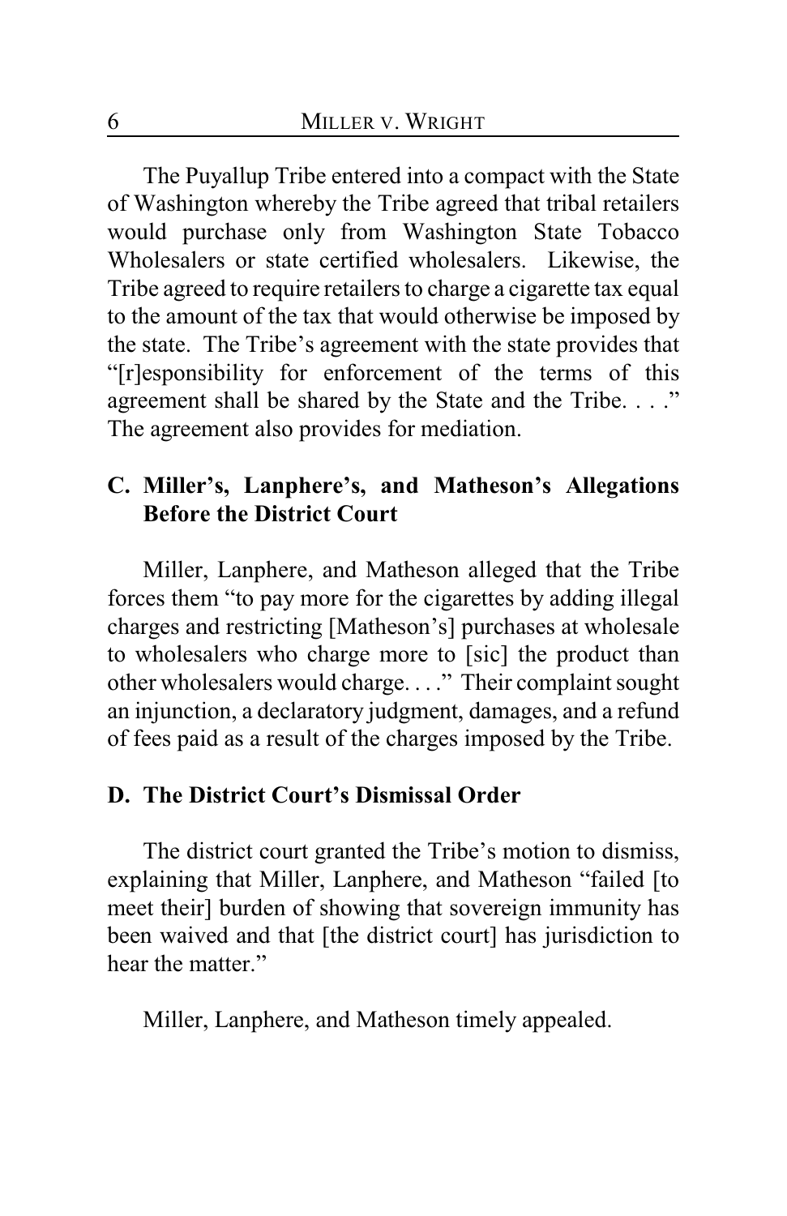The Puyallup Tribe entered into a compact with the State of Washington whereby the Tribe agreed that tribal retailers would purchase only from Washington State Tobacco Wholesalers or state certified wholesalers. Likewise, the Tribe agreed to require retailers to charge a cigarette tax equal to the amount of the tax that would otherwise be imposed by the state. The Tribe's agreement with the state provides that "[r]esponsibility for enforcement of the terms of this agreement shall be shared by the State and the Tribe. . . ." The agreement also provides for mediation.

### C. Miller's, Lanphere's, and Matheson's Allegations Before the District Court

Miller, Lanphere, and Matheson alleged that the Tribe forces them "to pay more for the cigarettes by adding illegal charges and restricting [Matheson's] purchases at wholesale to wholesalers who charge more to [sic] the product than other wholesalers would charge. . . ." Their complaint sought an injunction, a declaratory judgment, damages, and a refund of fees paid as a result of the charges imposed by the Tribe.

### D. The District Court's Dismissal Order

The district court granted the Tribe's motion to dismiss, explaining that Miller, Lanphere, and Matheson "failed [to meet their] burden of showing that sovereign immunity has been waived and that [the district court] has jurisdiction to hear the matter."

Miller, Lanphere, and Matheson timely appealed.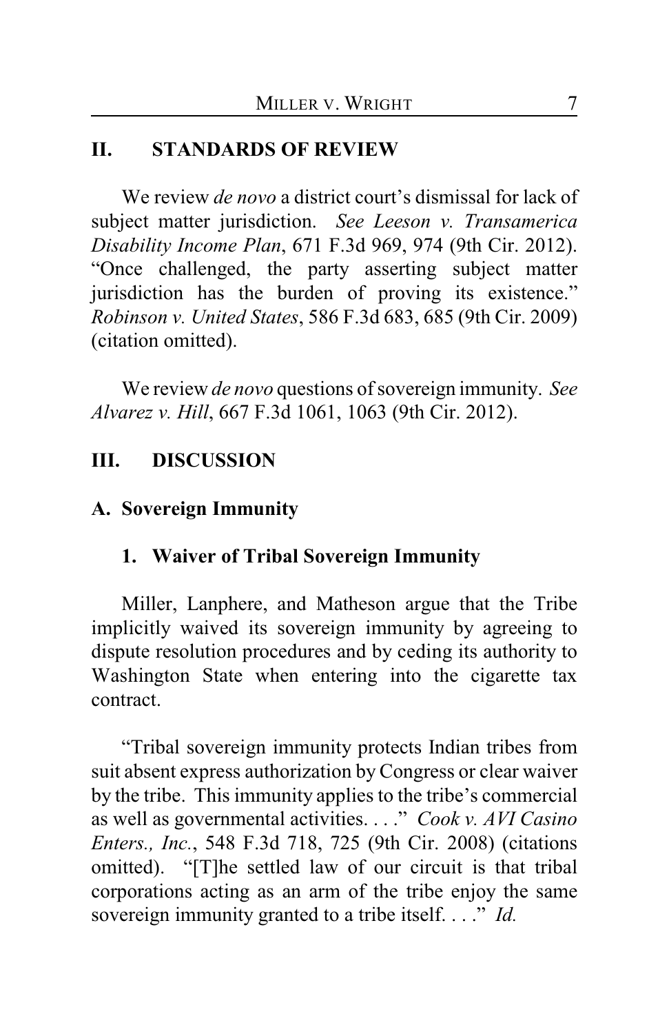## II. STANDARDS OF REVIEW

We review *de novo* a district court's dismissal for lack of subject matter jurisdiction. *See Leeson v. Transamerica Disability Income Plan*, 671 F.3d 969, 974 (9th Cir. 2012). "Once challenged, the party asserting subject matter jurisdiction has the burden of proving its existence." *Robinson v. United States*, 586 F.3d 683, 685 (9th Cir. 2009) (citation omitted).

We review *de novo* questions of sovereign immunity. *See Alvarez v. Hill*, 667 F.3d 1061, 1063 (9th Cir. 2012).

## III. DISCUSSION

### A. Sovereign Immunity

#### 1. Waiver of Tribal Sovereign Immunity

Miller, Lanphere, and Matheson argue that the Tribe implicitly waived its sovereign immunity by agreeing to dispute resolution procedures and by ceding its authority to Washington State when entering into the cigarette tax contract.

"Tribal sovereign immunity protects Indian tribes from suit absent express authorization by Congress or clear waiver by the tribe. This immunity applies to the tribe's commercial as well as governmental activities. . . ." *Cook v. AVI Casino Enters., Inc.*, 548 F.3d 718, 725 (9th Cir. 2008) (citations omitted). "[T]he settled law of our circuit is that tribal corporations acting as an arm of the tribe enjoy the same sovereign immunity granted to a tribe itself. . . ." *Id.*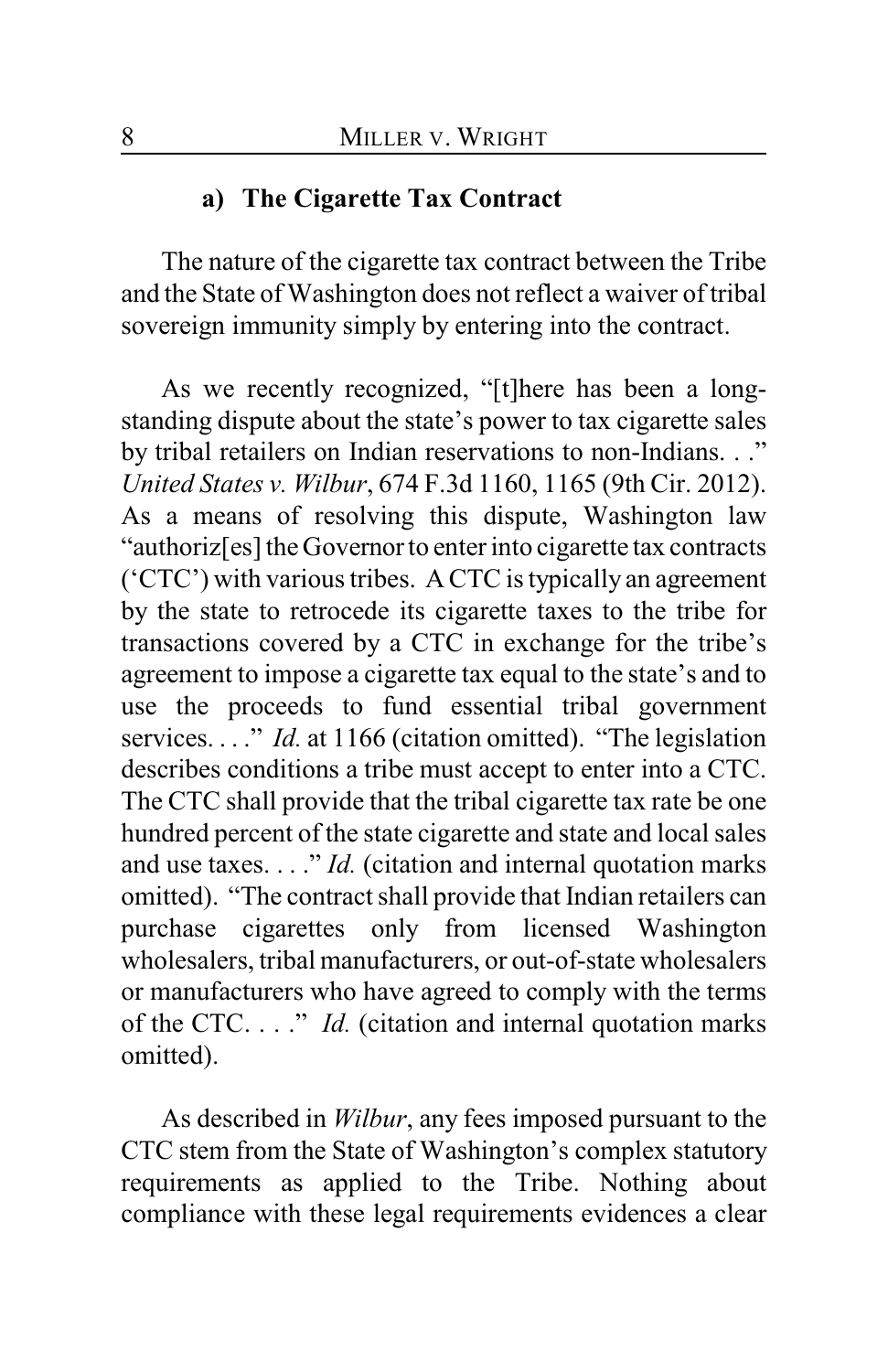#### a) The Cigarette Tax Contract

The nature of the cigarette tax contract between the Tribe and the State of Washington does not reflect a waiver of tribal sovereign immunity simply by entering into the contract.

As we recently recognized, "[t]here has been a long-standing dispute about the state's power to tax cigarette sales by tribal retailers on Indian reservations to non-Indians. . ." *United States v. Wilbur*, 674 F.3d 1160, 1165 (9th Cir. 2012). As a means of resolving this dispute, Washington law "authoriz[es] the Governor to enter into cigarette tax contracts ('CTC') with various tribes. A CTC is typically an agreement by the state to retrocede its cigarette taxes to the tribe for transactions covered by a CTC in exchange for the tribe's agreement to impose a cigarette tax equal to the state's and to use the proceeds to fund essential tribal government services. . . ." *Id.* at 1166 (citation omitted). "The legislation describes conditions a tribe must accept to enter into a CTC. The CTC shall provide that the tribal cigarette tax rate be one hundred percent of the state cigarette and state and local sales and use taxes. . . ." *Id.* (citation and internal quotation marks omitted). "The contract shall provide that Indian retailers can purchase cigarettes only from licensed Washington wholesalers, tribal manufacturers, or out-of-state wholesalers or manufacturers who have agreed to comply with the terms of the CTC. . . ." *Id.* (citation and internal quotation marks omitted).

As described in *Wilbur*, any fees imposed pursuant to the CTC stem from the State of Washington's complex statutory requirements as applied to the Tribe. Nothing about compliance with these legal requirements evidences a clear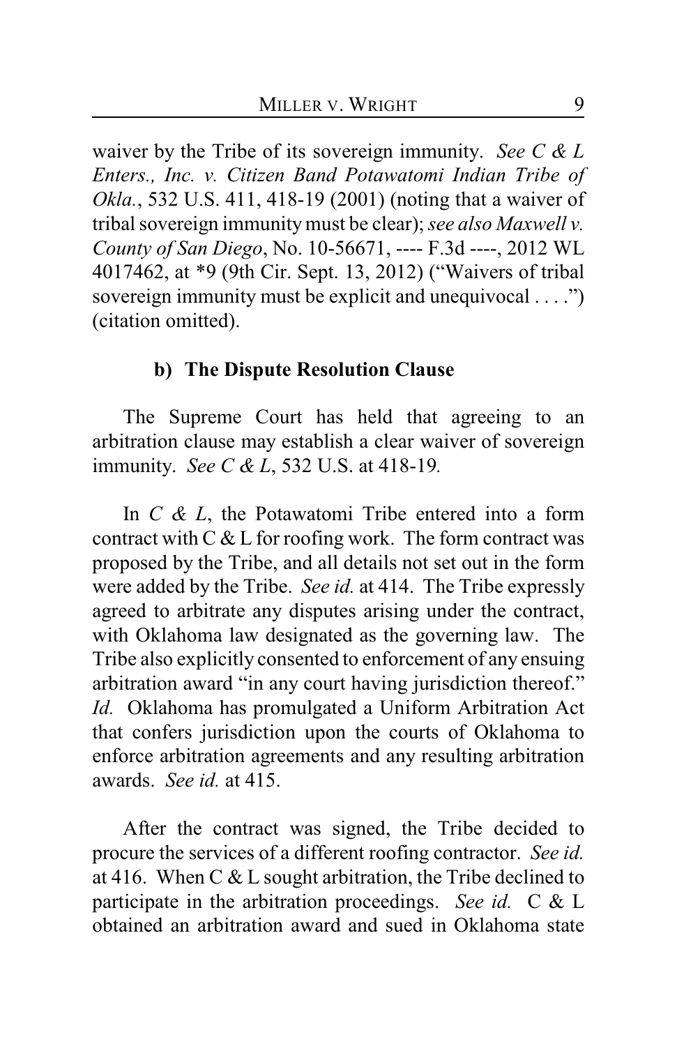waiver by the Tribe of its sovereign immunity. *See C & L Enters., Inc. v. Citizen Band Potawatomi Indian Tribe of Okla.*, 532 U.S. 411, 418-19 (2001) (noting that a waiver of tribal sovereign immunity must be clear); *see also Maxwell v. County of San Diego*, No. 10-56671, ---- F.3d ----, 2012 WL 4017462, at *9 (9th Cir. Sept. 13, 2012) ("Waivers of tribal sovereign immunity must be explicit and unequivocal . . . .") (citation omitted).

### b) The Dispute Resolution Clause

The Supreme Court has held that agreeing to an arbitration clause may establish a clear waiver of sovereign immunity. *See C & L*, 532 U.S. at 418-19.

In *C & L*, the Potawatomi Tribe entered into a form contract with C & L for roofing work. The form contract was proposed by the Tribe, and all details not set out in the form were added by the Tribe. *See id.* at 414. The Tribe expressly agreed to arbitrate any disputes arising under the contract, with Oklahoma law designated as the governing law. The Tribe also explicitly consented to enforcement of any ensuing arbitration award "in any court having jurisdiction thereof." *Id.* Oklahoma has promulgated a Uniform Arbitration Act that confers jurisdiction upon the courts of Oklahoma to enforce arbitration agreements and any resulting arbitration awards. *See id.* at 415.

After the contract was signed, the Tribe decided to procure the services of a different roofing contractor. *See id.* at 416. When C & L sought arbitration, the Tribe declined to participate in the arbitration proceedings. *See id.* C & L obtained an arbitration award and sued in Oklahoma state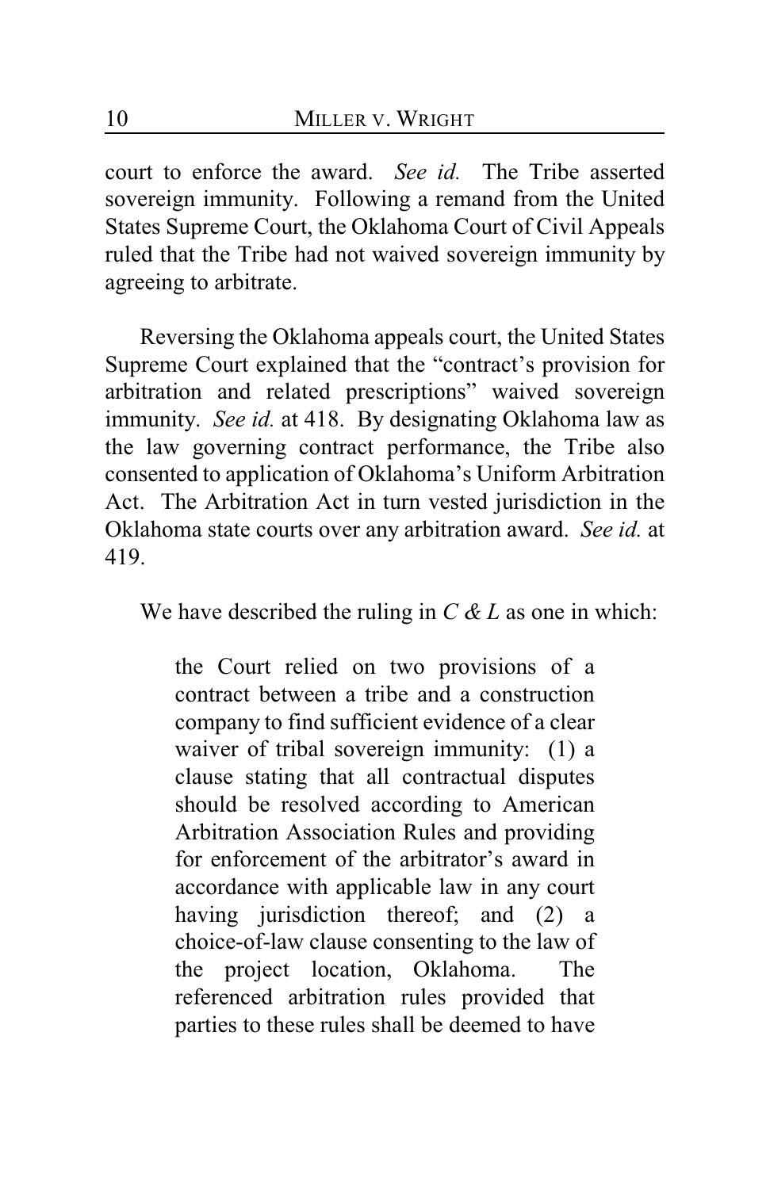court to enforce the award. *See id.* The Tribe asserted sovereign immunity. Following a remand from the United States Supreme Court, the Oklahoma Court of Civil Appeals ruled that the Tribe had not waived sovereign immunity by agreeing to arbitrate.

Reversing the Oklahoma appeals court, the United States Supreme Court explained that the "contract's provision for arbitration and related prescriptions" waived sovereign immunity. *See id.* at 418. By designating Oklahoma law as the law governing contract performance, the Tribe also consented to application of Oklahoma's Uniform Arbitration Act. The Arbitration Act in turn vested jurisdiction in the Oklahoma state courts over any arbitration award. *See id.* at 419.

We have described the ruling in *C & L* as one in which:

> the Court relied on two provisions of a contract between a tribe and a construction company to find sufficient evidence of a clear waiver of tribal sovereign immunity: (1) a clause stating that all contractual disputes should be resolved according to American Arbitration Association Rules and providing for enforcement of the arbitrator's award in accordance with applicable law in any court having jurisdiction thereof; and (2) a choice-of-law clause consenting to the law of the project location, Oklahoma. The referenced arbitration rules provided that parties to these rules shall be deemed to have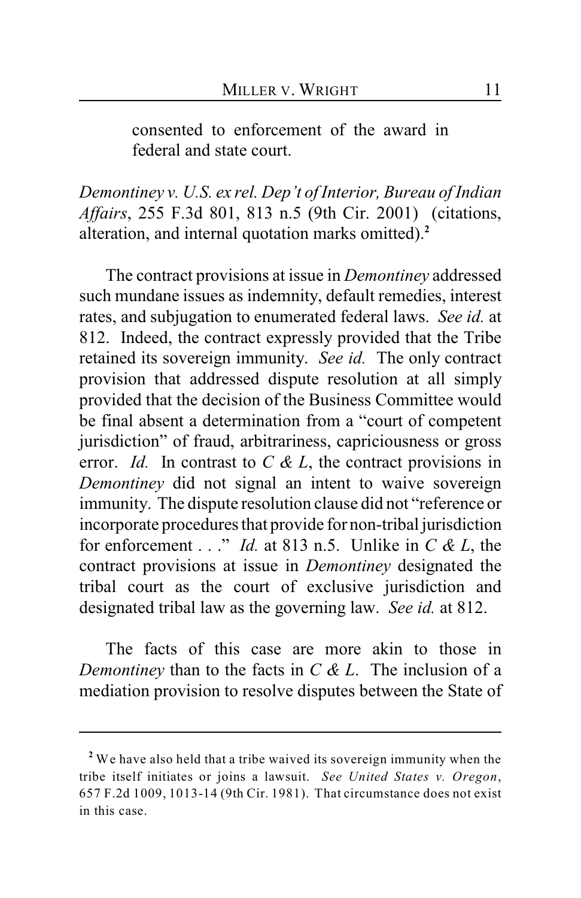> consented to enforcement of the award in federal and state court.

*Demontiney v. U.S. ex rel. Dep't of Interior, Bureau of Indian Affairs*, 255 F.3d 801, 813 n.5 (9th Cir. 2001) (citations, alteration, and internal quotation marks omitted).[2]

The contract provisions at issue in *Demontiney* addressed such mundane issues as indemnity, default remedies, interest rates, and subjugation to enumerated federal laws. *See id.* at 812. Indeed, the contract expressly provided that the Tribe retained its sovereign immunity. *See id.* The only contract provision that addressed dispute resolution at all simply provided that the decision of the Business Committee would be final absent a determination from a "court of competent jurisdiction" of fraud, arbitrariness, capriciousness or gross error. *Id.* In contrast to *C & L*, the contract provisions in *Demontiney* did not signal an intent to waive sovereign immunity. The dispute resolution clause did not "reference or incorporate procedures that provide for non-tribal jurisdiction for enforcement . . ." *Id.* at 813 n.5. Unlike in *C & L*, the contract provisions at issue in *Demontiney* designated the tribal court as the court of exclusive jurisdiction and designated tribal law as the governing law. *See id.* at 812.

The facts of this case are more akin to those in *Demontiney* than to the facts in *C & L*. The inclusion of a mediation provision to resolve disputes between the State of

---

[2] We have also held that a tribe waived its sovereign immunity when the tribe itself initiates or joins a lawsuit. *See United States v. Oregon*, 657 F.2d 1009, 1013-14 (9th Cir. 1981). That circumstance does not exist in this case.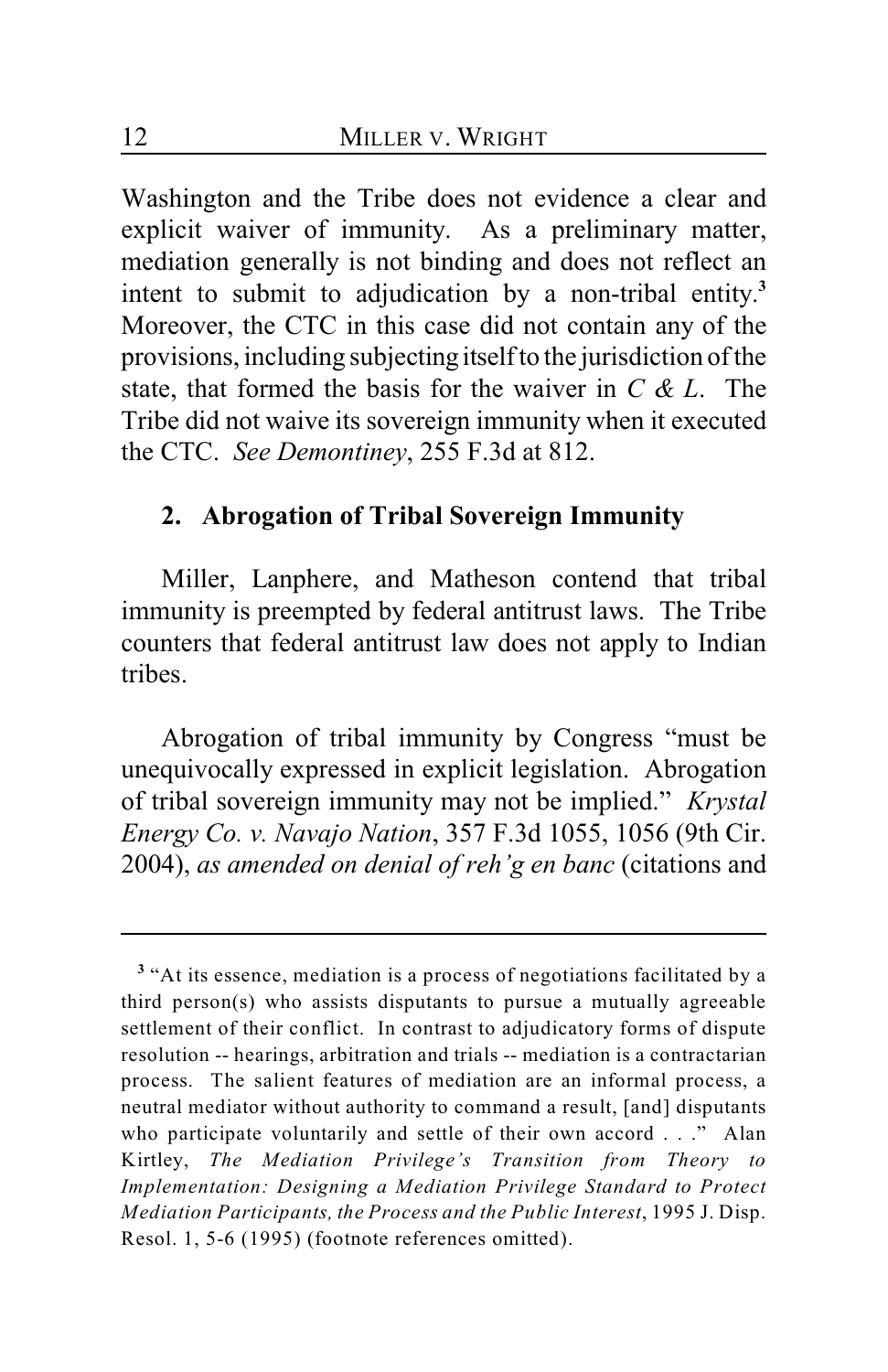Washington and the Tribe does not evidence a clear and explicit waiver of immunity. As a preliminary matter, mediation generally is not binding and does not reflect an intent to submit to adjudication by a non-tribal entity.[3] Moreover, the CTC in this case did not contain any of the provisions, including subjecting itself to the jurisdiction of the state, that formed the basis for the waiver in *C & L*. The Tribe did not waive its sovereign immunity when it executed the CTC. *See Demontiney*, 255 F.3d at 812.

### 2. Abrogation of Tribal Sovereign Immunity

Miller, Lanphere, and Matheson contend that tribal immunity is preempted by federal antitrust laws. The Tribe counters that federal antitrust law does not apply to Indian tribes.

Abrogation of tribal immunity by Congress "must be unequivocally expressed in explicit legislation. Abrogation of tribal sovereign immunity may not be implied." *Krystal Energy Co. v. Navajo Nation*, 357 F.3d 1055, 1056 (9th Cir. 2004), *as amended on denial of reh'g en banc* (citations and

---

[3] "At its essence, mediation is a process of negotiations facilitated by a third person(s) who assists disputants to pursue a mutually agreeable settlement of their conflict. In contrast to adjudicatory forms of dispute resolution -- hearings, arbitration and trials -- mediation is a contractarian process. The salient features of mediation are an informal process, a neutral mediator without authority to command a result, [and] disputants who participate voluntarily and settle of their own accord . . ." Alan Kirtley, *The Mediation Privilege's Transition from Theory to Implementation: Designing a Mediation Privilege Standard to Protect Mediation Participants, the Process and the Public Interest*, 1995 J. Disp. Resol. 1, 5-6 (1995) (footnote references omitted).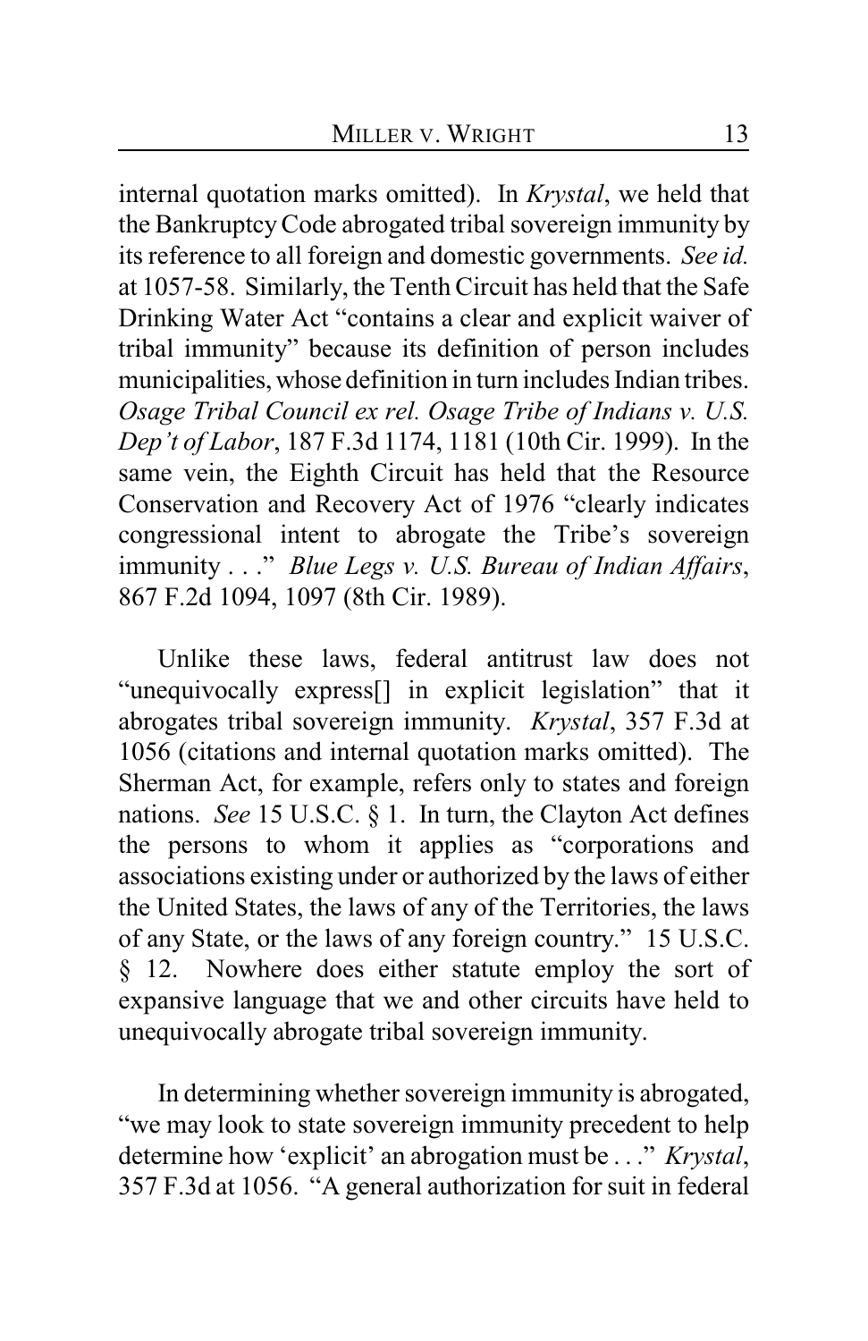internal quotation marks omitted). In *Krystal*, we held that the Bankruptcy Code abrogated tribal sovereign immunity by its reference to all foreign and domestic governments. *See id.* at 1057-58. Similarly, the Tenth Circuit has held that the Safe Drinking Water Act "contains a clear and explicit waiver of tribal immunity" because its definition of person includes municipalities, whose definition in turn includes Indian tribes. *Osage Tribal Council ex rel. Osage Tribe of Indians v. U.S. Dep't of Labor*, 187 F.3d 1174, 1181 (10th Cir. 1999). In the same vein, the Eighth Circuit has held that the Resource Conservation and Recovery Act of 1976 "clearly indicates congressional intent to abrogate the Tribe's sovereign immunity . . ." *Blue Legs v. U.S. Bureau of Indian Affairs*, 867 F.2d 1094, 1097 (8th Cir. 1989).

Unlike these laws, federal antitrust law does not "unequivocally express[] in explicit legislation" that it abrogates tribal sovereign immunity. *Krystal*, 357 F.3d at 1056 (citations and internal quotation marks omitted). The Sherman Act, for example, refers only to states and foreign nations. *See* 15 U.S.C. § 1. In turn, the Clayton Act defines the persons to whom it applies as "corporations and associations existing under or authorized by the laws of either the United States, the laws of any of the Territories, the laws of any State, or the laws of any foreign country." 15 U.S.C. § 12. Nowhere does either statute employ the sort of expansive language that we and other circuits have held to unequivocally abrogate tribal sovereign immunity.

In determining whether sovereign immunity is abrogated, "we may look to state sovereign immunity precedent to help determine how 'explicit' an abrogation must be . . ." *Krystal*, 357 F.3d at 1056. "A general authorization for suit in federal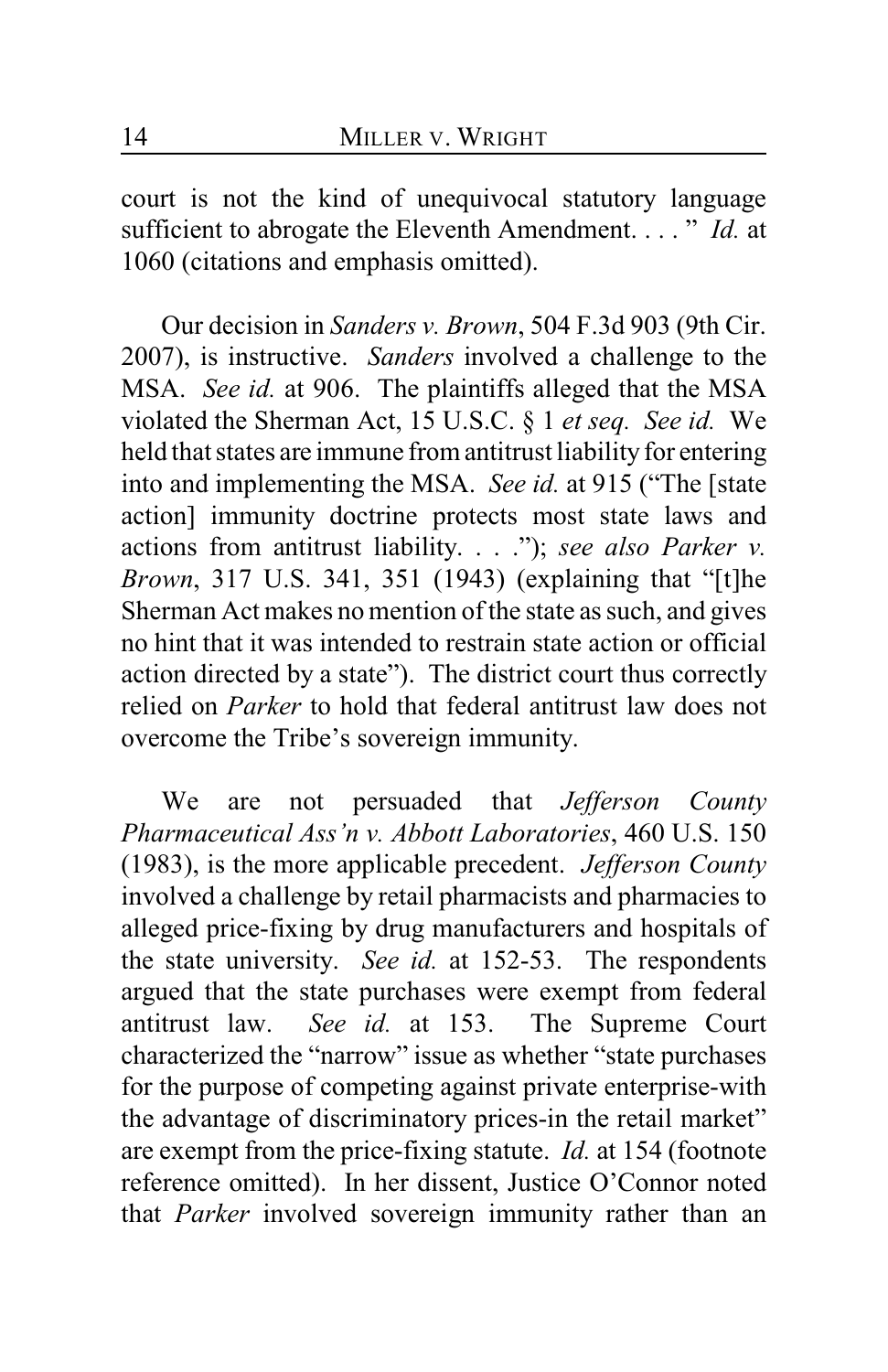court is not the kind of unequivocal statutory language sufficient to abrogate the Eleventh Amendment. . . . " *Id.* at 1060 (citations and emphasis omitted).

Our decision in *Sanders v. Brown*, 504 F.3d 903 (9th Cir. 2007), is instructive. *Sanders* involved a challenge to the MSA. *See id.* at 906. The plaintiffs alleged that the MSA violated the Sherman Act, 15 U.S.C. § 1 *et seq. See id.* We held that states are immune from antitrust liability for entering into and implementing the MSA. *See id.* at 915 ("The [state action] immunity doctrine protects most state laws and actions from antitrust liability. . . ."); *see also Parker v. Brown*, 317 U.S. 341, 351 (1943) (explaining that "[t]he Sherman Act makes no mention of the state as such, and gives no hint that it was intended to restrain state action or official action directed by a state"). The district court thus correctly relied on *Parker* to hold that federal antitrust law does not overcome the Tribe's sovereign immunity.

We are not persuaded that *Jefferson County Pharmaceutical Ass'n v. Abbott Laboratories*, 460 U.S. 150 (1983), is the more applicable precedent. *Jefferson County* involved a challenge by retail pharmacists and pharmacies to alleged price-fixing by drug manufacturers and hospitals of the state university. *See id.* at 152-53. The respondents argued that the state purchases were exempt from federal antitrust law. *See id.* at 153. The Supreme Court characterized the "narrow" issue as whether "state purchases for the purpose of competing against private enterprise-with the advantage of discriminatory prices-in the retail market" are exempt from the price-fixing statute. *Id.* at 154 (footnote reference omitted). In her dissent, Justice O'Connor noted that *Parker* involved sovereign immunity rather than an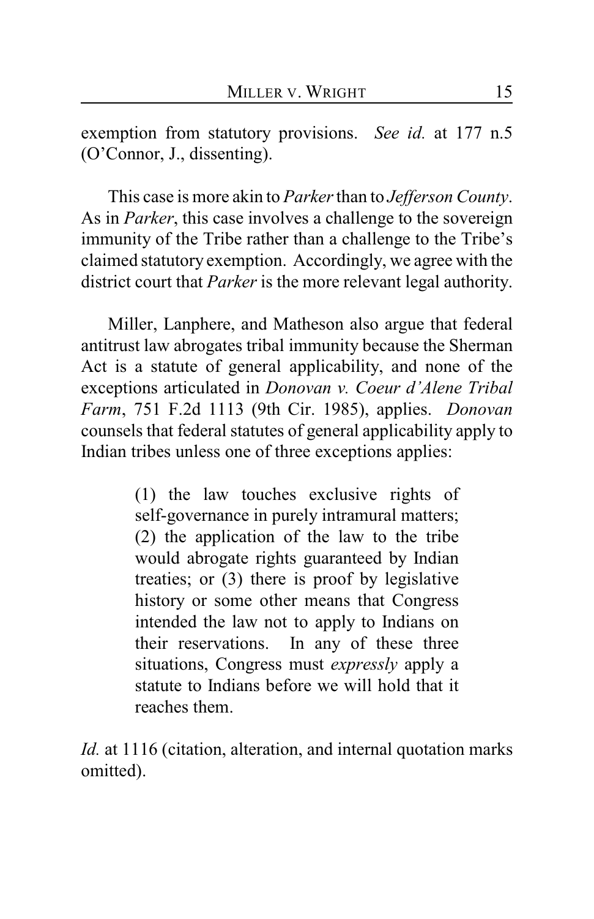exemption from statutory provisions. *See id.* at 177 n.5 (O'Connor, J., dissenting).

This case is more akin to *Parker* than to *Jefferson County*. As in *Parker*, this case involves a challenge to the sovereign immunity of the Tribe rather than a challenge to the Tribe's claimed statutory exemption. Accordingly, we agree with the district court that *Parker* is the more relevant legal authority.

Miller, Lanphere, and Matheson also argue that federal antitrust law abrogates tribal immunity because the Sherman Act is a statute of general applicability, and none of the exceptions articulated in *Donovan v. Coeur d'Alene Tribal Farm*, 751 F.2d 1113 (9th Cir. 1985), applies. *Donovan* counsels that federal statutes of general applicability apply to Indian tribes unless one of three exceptions applies:

> (1) the law touches exclusive rights of self-governance in purely intramural matters; (2) the application of the law to the tribe would abrogate rights guaranteed by Indian treaties; or (3) there is proof by legislative history or some other means that Congress intended the law not to apply to Indians on their reservations. In any of these three situations, Congress must *expressly* apply a statute to Indians before we will hold that it reaches them.

*Id.* at 1116 (citation, alteration, and internal quotation marks omitted).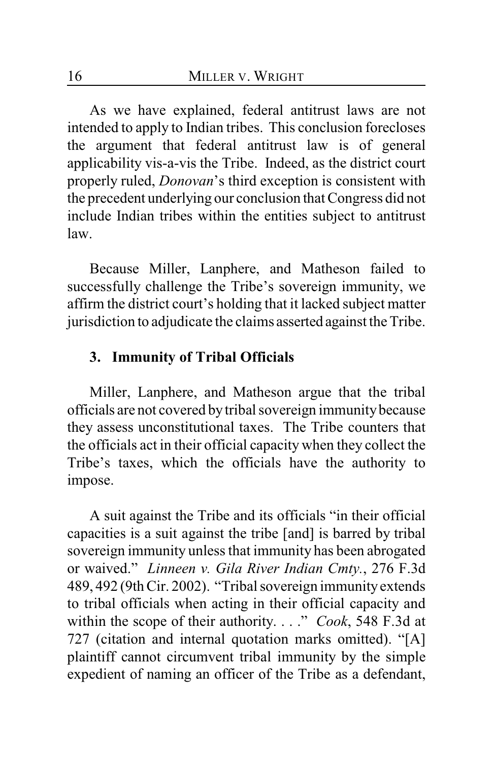As we have explained, federal antitrust laws are not intended to apply to Indian tribes. This conclusion forecloses the argument that federal antitrust law is of general applicability vis-a-vis the Tribe. Indeed, as the district court properly ruled, *Donovan*'s third exception is consistent with the precedent underlying our conclusion that Congress did not include Indian tribes within the entities subject to antitrust law.

Because Miller, Lanphere, and Matheson failed to successfully challenge the Tribe's sovereign immunity, we affirm the district court's holding that it lacked subject matter jurisdiction to adjudicate the claims asserted against the Tribe.

### 3. Immunity of Tribal Officials

Miller, Lanphere, and Matheson argue that the tribal officials are not covered by tribal sovereign immunity because they assess unconstitutional taxes. The Tribe counters that the officials act in their official capacity when they collect the Tribe's taxes, which the officials have the authority to impose.

A suit against the Tribe and its officials "in their official capacities is a suit against the tribe [and] is barred by tribal sovereign immunity unless that immunity has been abrogated or waived." *Linneen v. Gila River Indian Cmty.*, 276 F.3d 489, 492 (9th Cir. 2002). "Tribal sovereign immunity extends to tribal officials when acting in their official capacity and within the scope of their authority. . . ." *Cook*, 548 F.3d at 727 (citation and internal quotation marks omitted). "[A] plaintiff cannot circumvent tribal immunity by the simple expedient of naming an officer of the Tribe as a defendant,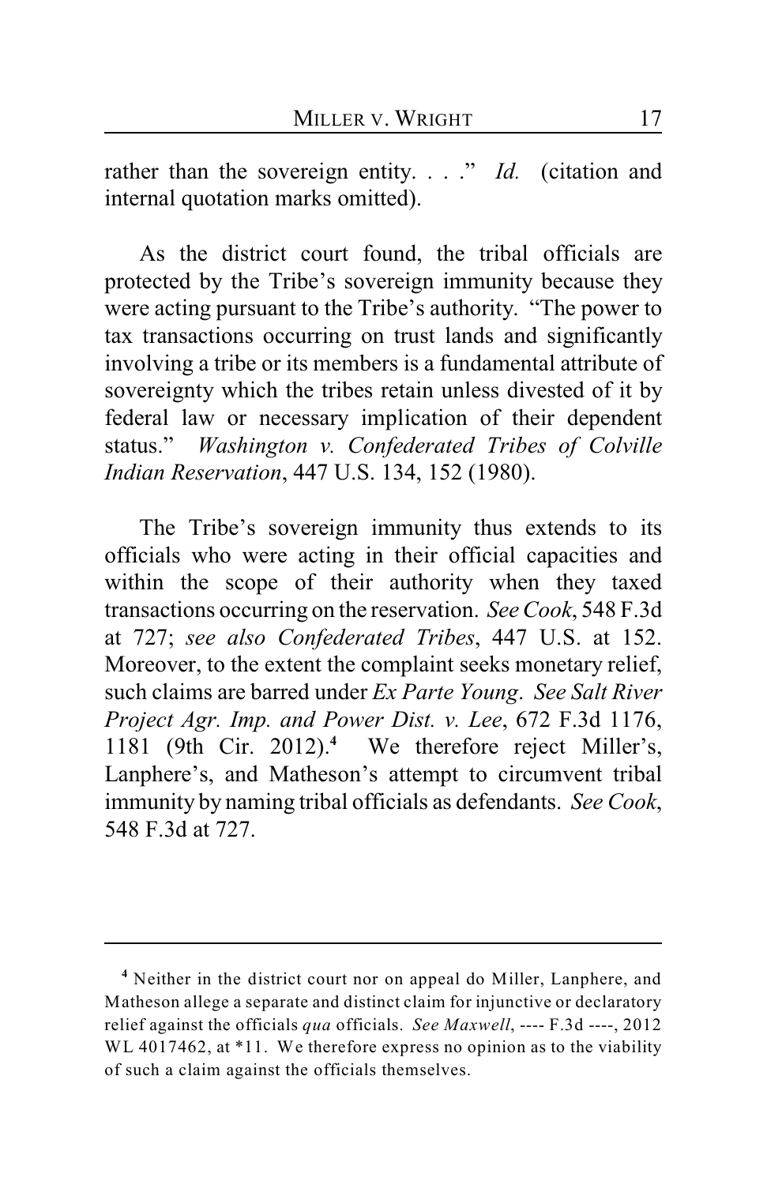rather than the sovereign entity. . . ." *Id.* (citation and internal quotation marks omitted).

As the district court found, the tribal officials are protected by the Tribe's sovereign immunity because they were acting pursuant to the Tribe's authority. "The power to tax transactions occurring on trust lands and significantly involving a tribe or its members is a fundamental attribute of sovereignty which the tribes retain unless divested of it by federal law or necessary implication of their dependent status." *Washington v. Confederated Tribes of Colville Indian Reservation*, 447 U.S. 134, 152 (1980).

The Tribe's sovereign immunity thus extends to its officials who were acting in their official capacities and within the scope of their authority when they taxed transactions occurring on the reservation. *See Cook*, 548 F.3d at 727; *see also Confederated Tribes*, 447 U.S. at 152. Moreover, to the extent the complaint seeks monetary relief, such claims are barred under *Ex Parte Young*. *See Salt River Project Agr. Imp. and Power Dist. v. Lee*, 672 F.3d 1176, 1181 (9th Cir. 2012).[4] We therefore reject Miller's, Lanphere's, and Matheson's attempt to circumvent tribal immunity by naming tribal officials as defendants. *See Cook*, 548 F.3d at 727.

---

[4] Neither in the district court nor on appeal do Miller, Lanphere, and Matheson allege a separate and distinct claim for injunctive or declaratory relief against the officials *qua* officials. *See Maxwell*, ---- F.3d ----, 2012 WL 4017462, at *11. We therefore express no opinion as to the viability of such a claim against the officials themselves.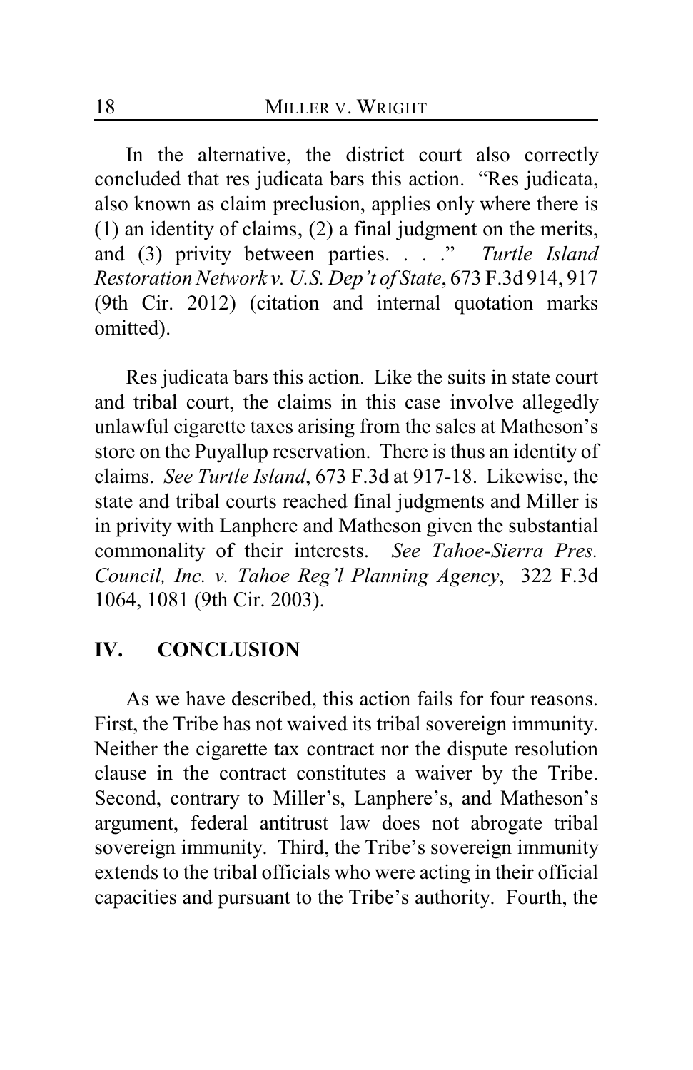In the alternative, the district court also correctly concluded that res judicata bars this action. "Res judicata, also known as claim preclusion, applies only where there is (1) an identity of claims, (2) a final judgment on the merits, and (3) privity between parties. . . ." *Turtle Island Restoration Network v. U.S. Dep't of State*, 673 F.3d 914, 917 (9th Cir. 2012) (citation and internal quotation marks omitted).

Res judicata bars this action. Like the suits in state court and tribal court, the claims in this case involve allegedly unlawful cigarette taxes arising from the sales at Matheson's store on the Puyallup reservation. There is thus an identity of claims. *See Turtle Island*, 673 F.3d at 917-18. Likewise, the state and tribal courts reached final judgments and Miller is in privity with Lanphere and Matheson given the substantial commonality of their interests. *See Tahoe-Sierra Pres. Council, Inc. v. Tahoe Reg'l Planning Agency*, 322 F.3d 1064, 1081 (9th Cir. 2003).

## IV. CONCLUSION

As we have described, this action fails for four reasons. First, the Tribe has not waived its tribal sovereign immunity. Neither the cigarette tax contract nor the dispute resolution clause in the contract constitutes a waiver by the Tribe. Second, contrary to Miller's, Lanphere's, and Matheson's argument, federal antitrust law does not abrogate tribal sovereign immunity. Third, the Tribe's sovereign immunity extends to the tribal officials who were acting in their official capacities and pursuant to the Tribe's authority. Fourth, the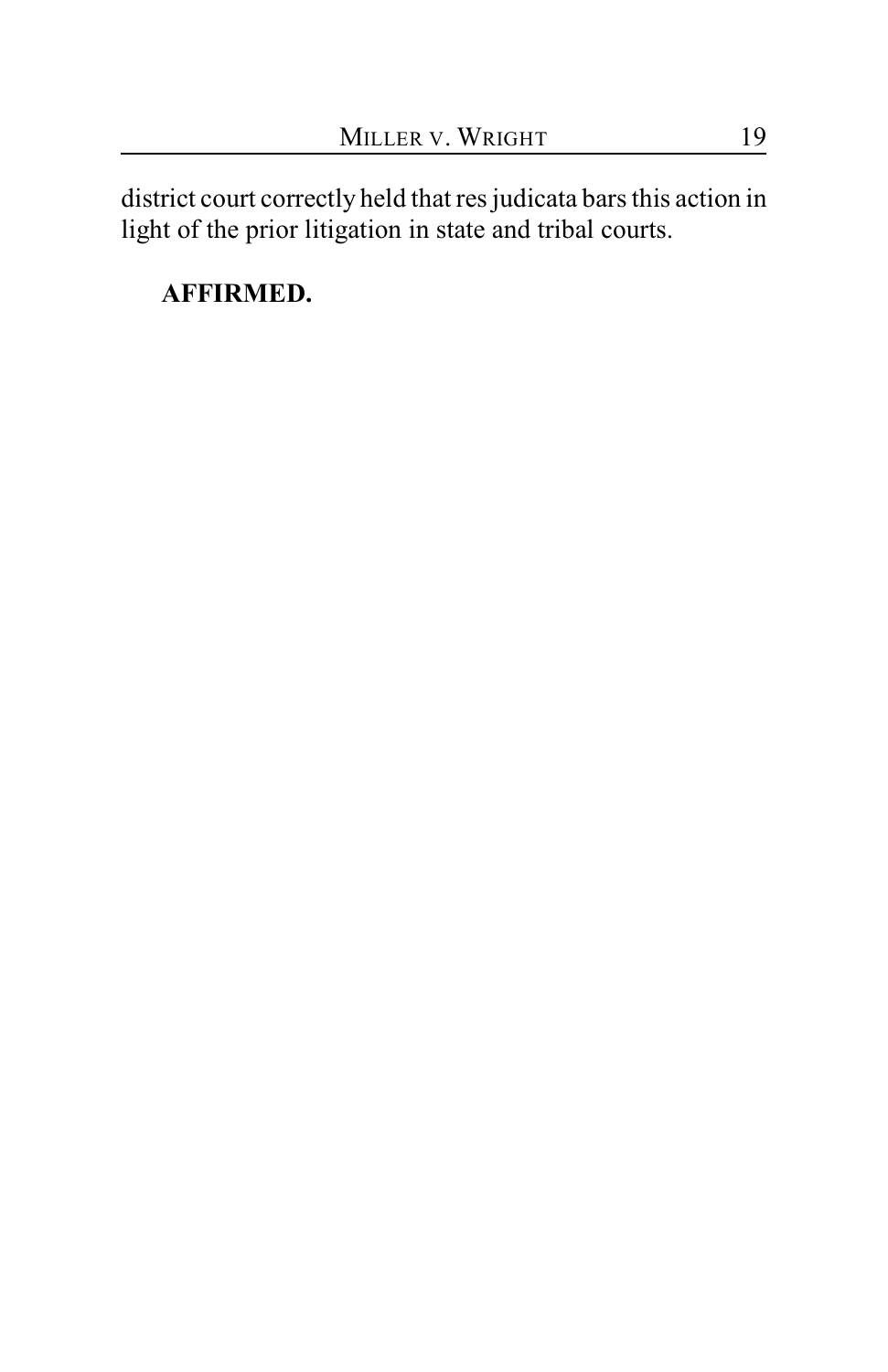district court correctly held that res judicata bars this action in light of the prior litigation in state and tribal courts.

**AFFIRMED.**